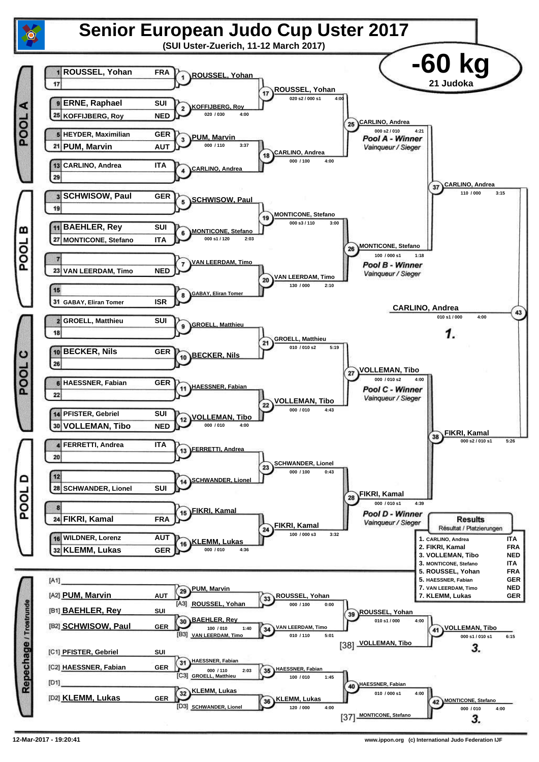# Senior European Judo Cup Uster 2017

**(SUI Uster-Zuerich, 11-12 March 2017)**

## -60 kg

**21 Judoka**

### POOL A

| Seed | Name | Nation |
|---|---|---|
| 1 | ROUSSEL, Yohan | FRA |
| 17 | | |
| 9 | ERNE, Raphael | SUI |
| 25 | KOFFIJBERG, Roy | NED |
| 5 | HEYDER, Maximilian | GER |
| 21 | PUM, Marvin | AUT |
| 13 | CARLINO, Andrea | ITA |
| 29 | | |

- 1: ROUSSEL, Yohan
- 2: KOFFIJBERG, Roy — 020 / 030 — 4:00
- 3: PUM, Marvin — 000 / 110 — 3:37
- 4: CARLINO, Andrea
- 17: ROUSSEL, Yohan — 020 s2 / 000 s1 — 4:00
- 18: CARLINO, Andrea — 000 / 100 — 4:00
- 25: CARLINO, Andrea — 000 s2 / 010 — 4:21 — *Pool A - Winner / Vainqueur / Sieger*

### POOL B

| Seed | Name | Nation |
|---|---|---|
| 3 | SCHWISOW, Paul | GER |
| 19 | | |
| 11 | BAEHLER, Rey | SUI |
| 27 | MONTICONE, Stefano | ITA |
| 7 | | |
| 23 | VAN LEERDAM, Timo | NED |
| 15 | | |
| 31 | GABAY, Eliran Tomer | ISR |

- 5: SCHWISOW, Paul
- 6: MONTICONE, Stefano — 000 s1 / 120 — 2:03
- 7: VAN LEERDAM, Timo
- 8: GABAY, Eliran Tomer
- 19: MONTICONE, Stefano — 000 s3 / 110 — 3:00
- 20: VAN LEERDAM, Timo — 130 / 000 — 2:10
- 26: MONTICONE, Stefano — 100 / 000 s1 — 1:18 — *Pool B - Winner / Vainqueur / Sieger*

### POOL C

| Seed | Name | Nation |
|---|---|---|
| 2 | GROELL, Matthieu | SUI |
| 18 | | |
| 10 | BECKER, Nils | GER |
| 26 | | |
| 6 | HAESSNER, Fabian | GER |
| 22 | | |
| 14 | PFISTER, Gebriel | SUI |
| 30 | VOLLEMAN, Tibo | NED |

- 9: GROELL, Matthieu
- 10: BECKER, Nils
- 11: HAESSNER, Fabian
- 12: VOLLEMAN, Tibo — 000 / 010 — 4:00
- 21: GROELL, Matthieu — 010 / 010 s2 — 5:19
- 22: VOLLEMAN, Tibo — 000 / 010 — 4:43
- 27: VOLLEMAN, Tibo — 000 / 010 s2 — 4:00 — *Pool C - Winner / Vainqueur / Sieger*

### POOL D

| Seed | Name | Nation |
|---|---|---|
| 4 | FERRETTI, Andrea | ITA |
| 20 | | |
| 12 | | |
| 28 | SCHWANDER, Lionel | SUI |
| 8 | | |
| 24 | FIKRI, Kamal | FRA |
| 16 | WILDNER, Lorenz | AUT |
| 32 | KLEMM, Lukas | GER |

- 13: FERRETTI, Andrea
- 14: SCHWANDER, Lionel
- 15: FIKRI, Kamal
- 16: KLEMM, Lukas — 000 / 010 — 4:36
- 23: SCHWANDER, Lionel — 000 / 100 — 0:43
- 24: FIKRI, Kamal — 100 / 000 s3 — 3:32
- 28: FIKRI, Kamal — 000 / 010 s1 — 4:39 — *Pool D - Winner / Vainqueur / Sieger*

### Semi-finals and Final

- 37: CARLINO, Andrea — 110 / 000 — 3:15
- 38: FIKRI, Kamal — 000 s2 / 010 s1 — 5:26
- 43: CARLINO, Andrea — 010 s1 / 000 — 4:00 — **1.**

### Repechage / Trostrunde

| Pos | Name | Nation |
|---|---|---|
| [A1] | | |
| [A2] | PUM, Marvin | AUT |
| [B1] | BAEHLER, Rey | SUI |
| [B2] | SCHWISOW, Paul | GER |
| [C1] | PFISTER, Gebriel | SUI |
| [C2] | HAESSNER, Fabian | GER |
| [D1] | | |
| [D2] | KLEMM, Lukas | GER |

- 29: PUM, Marvin
- 33: ROUSSEL, Yohan [A3] — 000 / 100 — 0:00
- 30: BAEHLER, Rey — 100 / 010 — 1:40
- 34: VAN LEERDAM, Timo [B3] — 010 / 110 — 5:01
- 39: ROUSSEL, Yohan — 010 s1 / 000 — 4:00
- 41: VOLLEMAN, Tibo [38] — 000 s1 / 010 s1 — 6:15 — **3.**
- 31: HAESSNER, Fabian — 000 / 110 — 2:03
- 35: HAESSNER, Fabian (vs GROELL, Matthieu [C3]) — 100 / 010 — 1:45
- 32: KLEMM, Lukas
- 36: KLEMM, Lukas (vs SCHWANDER, Lionel [D3]) — 120 / 000 — 4:00
- 40: HAESSNER, Fabian — 010 / 000 s1 — 4:00
- 42: MONTICONE, Stefano [37] — 000 / 010 — 4:00 — **3.**

### Results / Résultat / Platzierungen

| Place | Name | Nation |
|---|---|---|
| 1. | CARLINO, Andrea | ITA |
| 2. | FIKRI, Kamal | FRA |
| 3. | VOLLEMAN, Tibo | NED |
| 3. | MONTICONE, Stefano | ITA |
| 5. | ROUSSEL, Yohan | FRA |
| 5. | HAESSNER, Fabian | GER |
| 7. | VAN LEERDAM, Timo | NED |
| 7. | KLEMM, Lukas | GER |

12-Mar-2017 - 19:20:41

www.ippon.org (c) International Judo Federation IJF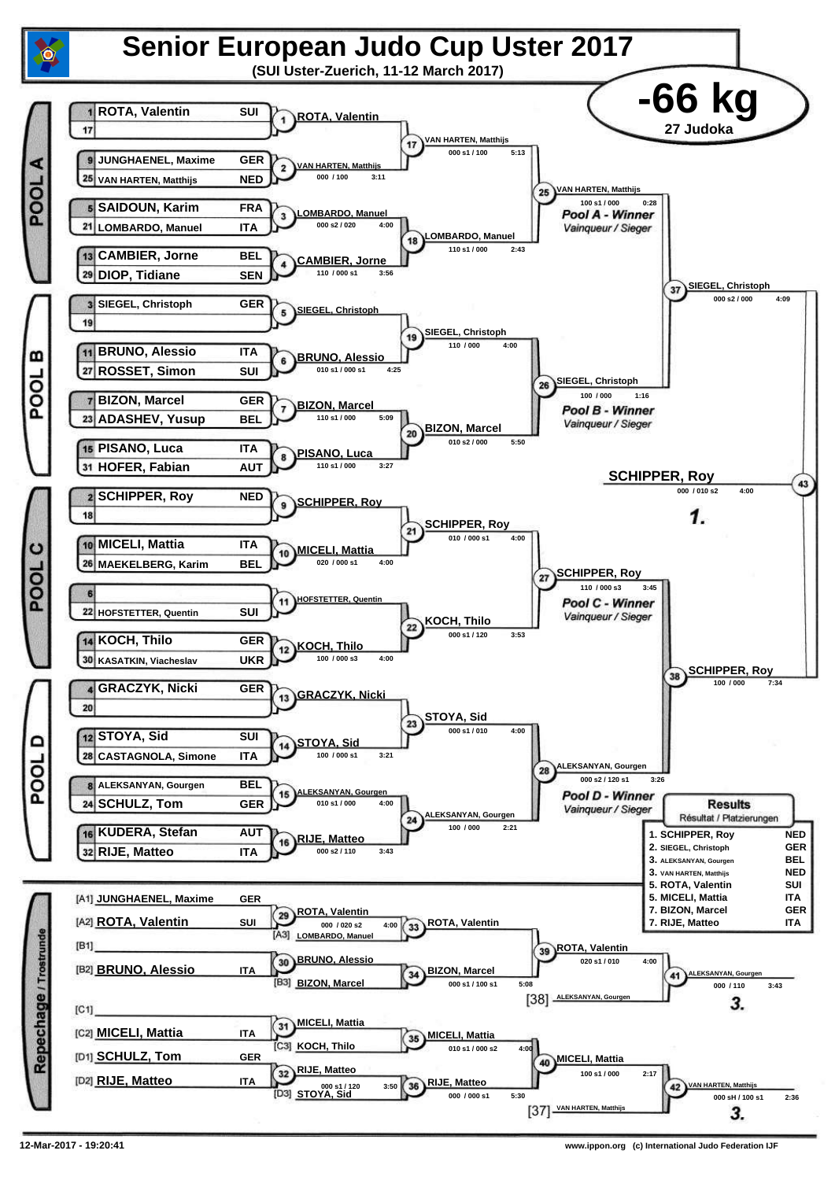# Senior European Judo Cup Uster 2017

**(SUI Uster-Zuerich, 11-12 March 2017)**

## -66 kg

27 Judoka

### POOL A

| Seed | Name | Nation |
|---|---|---|
| 1 | ROTA, Valentin | SUI |
| 17 | | |
| 9 | JUNGHAENEL, Maxime | GER |
| 25 | VAN HARTEN, Matthijs | NED |
| 5 | SAIDOUN, Karim | FRA |
| 21 | LOMBARDO, Manuel | ITA |
| 13 | CAMBIER, Jorne | BEL |
| 29 | DIOP, Tidiane | SEN |

- 1: ROTA, Valentin
- 2: VAN HARTEN, Matthijs — 000 / 100 — 3:11
- 3: LOMBARDO, Manuel — 000 s2 / 020 — 4:00
- 4: CAMBIER, Jorne — 110 / 000 s1 — 3:56
- 17: VAN HARTEN, Matthijs — 000 s1 / 100 — 5:13
- 18: LOMBARDO, Manuel — 110 s1 / 000 — 2:43
- 25: VAN HARTEN, Matthijs — 100 s1 / 000 — 0:28 — *Pool A - Winner / Vainqueur / Sieger*

### POOL B

| Seed | Name | Nation |
|---|---|---|
| 3 | SIEGEL, Christoph | GER |
| 19 | | |
| 11 | BRUNO, Alessio | ITA |
| 27 | ROSSET, Simon | SUI |
| 7 | BIZON, Marcel | GER |
| 23 | ADASHEV, Yusup | BEL |
| 15 | PISANO, Luca | ITA |
| 31 | HOFER, Fabian | AUT |

- 5: SIEGEL, Christoph
- 6: BRUNO, Alessio — 010 s1 / 000 s1 — 4:25
- 7: BIZON, Marcel — 110 s1 / 000 — 5:09
- 8: PISANO, Luca — 110 s1 / 000 — 3:27
- 19: SIEGEL, Christoph — 110 / 000 — 4:00
- 20: BIZON, Marcel — 010 s2 / 000 — 5:50
- 26: SIEGEL, Christoph — 100 / 000 — 1:16 — *Pool B - Winner / Vainqueur / Sieger*
- 37: SIEGEL, Christoph — 000 s2 / 000 — 4:09

### POOL C

| Seed | Name | Nation |
|---|---|---|
| 2 | SCHIPPER, Roy | NED |
| 18 | | |
| 10 | MICELI, Mattia | ITA |
| 26 | MAEKELBERG, Karim | BEL |
| 6 | | |
| 22 | HOFSTETTER, Quentin | SUI |
| 14 | KOCH, Thilo | GER |
| 30 | KASATKIN, Viacheslav | UKR |

- 9: SCHIPPER, Roy
- 10: MICELI, Mattia — 020 / 000 s1 — 4:00
- 11: HOFSTETTER, Quentin
- 12: KOCH, Thilo — 100 / 000 s3 — 4:00
- 21: SCHIPPER, Roy — 010 / 000 s1 — 4:00
- 22: KOCH, Thilo — 000 s1 / 120 — 3:53
- 27: SCHIPPER, Roy — 110 / 000 s3 — 3:45 — *Pool C - Winner / Vainqueur / Sieger*

### POOL D

| Seed | Name | Nation |
|---|---|---|
| 4 | GRACZYK, Nicki | GER |
| 20 | | |
| 12 | STOYA, Sid | SUI |
| 28 | CASTAGNOLA, Simone | ITA |
| 8 | ALEKSANYAN, Gourgen | BEL |
| 24 | SCHULZ, Tom | GER |
| 16 | KUDERA, Stefan | AUT |
| 32 | RIJE, Matteo | ITA |

- 13: GRACZYK, Nicki
- 14: STOYA, Sid — 100 / 000 s1 — 3:21
- 15: ALEKSANYAN, Gourgen — 010 s1 / 000 — 4:00
- 16: RIJE, Matteo — 000 s2 / 110 — 3:43
- 23: STOYA, Sid — 000 s1 / 010 — 4:00
- 24: ALEKSANYAN, Gourgen — 100 / 000 — 2:21
- 28: ALEKSANYAN, Gourgen — 000 s2 / 120 s1 — 3:26 — *Pool D - Winner / Vainqueur / Sieger*
- 38: SCHIPPER, Roy — 100 / 000 — 7:34

### Final

- 43: SCHIPPER, Roy — 000 / 010 s2 — 4:00 — **1.**

### Repechage / Trostrunde

- [A1] JUNGHAENEL, Maxime GER; [A2] ROTA, Valentin SUI
- 29: ROTA, Valentin — 000 / 020 s2 — 4:00; [A3] LOMBARDO, Manuel
- 33: ROTA, Valentin
- [B1]; [B2] BRUNO, Alessio ITA
- 30: BRUNO, Alessio; [B3] BIZON, Marcel
- 34: BIZON, Marcel — 000 s1 / 100 s1 — 5:08
- 39: ROTA, Valentin — 020 s1 / 010 — 4:00
- [38] ALEKSANYAN, Gourgen
- 41: ALEKSANYAN, Gourgen — 000 / 110 — 3:43 — **3.**
- [C1]; [C2] MICELI, Mattia ITA
- 31: MICELI, Mattia; [C3] KOCH, Thilo
- 35: MICELI, Mattia — 010 s1 / 000 s2 — 4:00
- [D1] SCHULZ, Tom GER; [D2] RIJE, Matteo ITA
- 32: RIJE, Matteo — 000 s1 / 120 — 3:50; [D3] STOYA, Sid
- 36: RIJE, Matteo — 000 / 000 s1 — 5:30
- 40: MICELI, Mattia — 100 s1 / 000 — 2:17
- [37] VAN HARTEN, Matthijs
- 42: VAN HARTEN, Matthijs — 000 sH / 100 s1 — 2:36 — **3.**

### Results / Résultat / Platzierungen

| Place | Name | Nation |
|---|---|---|
| 1. | SCHIPPER, Roy | NED |
| 2. | SIEGEL, Christoph | GER |
| 3. | ALEKSANYAN, Gourgen | BEL |
| 3. | VAN HARTEN, Matthijs | NED |
| 5. | ROTA, Valentin | SUI |
| 5. | MICELI, Mattia | ITA |
| 7. | BIZON, Marcel | GER |
| 7. | RIJE, Matteo | ITA |

12-Mar-2017 - 19:20:41

www.ippon.org (c) International Judo Federation IJF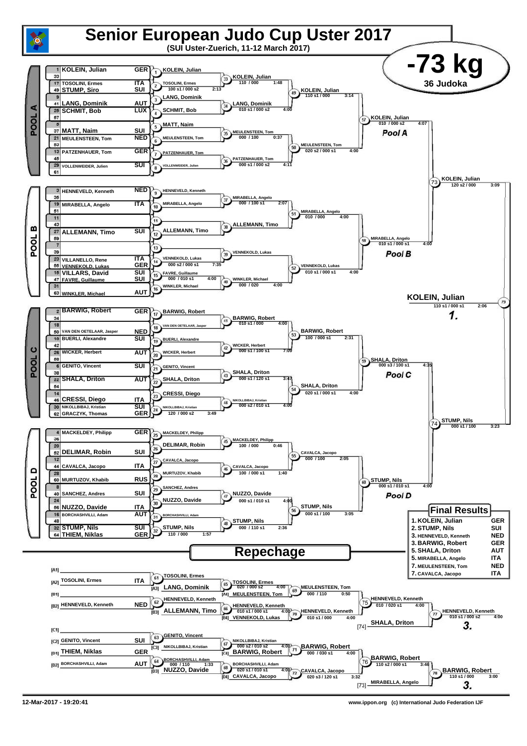# Senior European Judo Cup Uster 2017

**(SUI Uster-Zuerich, 11-12 March 2017)**

## -73 kg

**36 Judoka**

### POOL A

| Seed | Name | Nation |
|---|---|---|
| 1 | KOLEIN, Julian | GER |
| 33 | | |
| 17 | TOSOLINI, Ermes | ITA |
| 49 | STUMP, Siro | SUI |
| 9 | | |
| 41 | LANG, Dominik | AUT |
| 25 | SCHMIT, Bob | LUX |
| 57 | | |
| 5 | | |
| 37 | MATT, Naim | SUI |
| 21 | MEULENSTEEN, Tom | NED |
| 53 | | |
| 13 | PATZENHAUER, Tom | GER |
| 45 | | |
| 29 | VOLLENWEIDER, Julien | SUI |
| 61 | | |

- (1) KOLEIN, Julian
- (2) TOSOLINI, Ermes 100 s1 / 000 s2 2:13
- (3) LANG, Dominik
- (4) SCHMIT, Bob
- (5) MATT, Naim
- (6) MEULENSTEEN, Tom
- (7) PATZENHAUER, Tom
- (8) VOLLENWEIDER, Julien
- (33) KOLEIN, Julian 110 / 000 1:48
- (34) LANG, Dominik 010 s1 / 000 s2 4:00
- (35) MEULENSTEEN, Tom 000 / 100 0:37
- (36) PATZENHAUER, Tom 000 s1 / 000 s2 4:11
- (49) KOLEIN, Julian 110 s1 / 000 3:14
- (50) MEULENSTEEN, Tom 020 s2 / 000 s1 4:00
- (57) KOLEIN, Julian 010 / 000 s2 4:07 — *Pool A*

### POOL B

| Seed | Name | Nation |
|---|---|---|
| 3 | HENNEVELD, Kenneth | NED |
| 35 | | |
| 19 | MIRABELLA, Angelo | ITA |
| 51 | | |
| 11 | | |
| 43 | | |
| 27 | ALLEMANN, Timo | SUI |
| 59 | | |
| 7 | | |
| 39 | | |
| 23 | VILLANELLO, Rene | ITA |
| 55 | VENNEKOLD, Lukas | GER |
| 15 | VILLARS, David | SUI |
| 47 | FAVRE, Guillaume | SUI |
| 31 | | |
| 63 | WINKLER, Michael | AUT |

- (9) HENNEVELD, Kenneth
- (10) MIRABELLA, Angelo
- (11)
- (12) ALLEMANN, Timo
- (13)
- (14) VENNEKOLD, Lukas 000 s2 / 000 s1 7:35
- (15) FAVRE, Guillaume 000 / 010 s1 4:00
- (16) WINKLER, Michael
- (37) MIRABELLA, Angelo 000 / 100 s1 2:07
- (38) ALLEMANN, Timo
- (39) VENNEKOLD, Lukas
- (40) WINKLER, Michael 000 / 020 4:00
- (51) MIRABELLA, Angelo 010 / 000 4:00
- (52) VENNEKOLD, Lukas 010 s1 / 000 s1 4:00
- (58) MIRABELLA, Angelo 010 s1 / 000 s1 4:00 — *Pool B*

(73) KOLEIN, Julian 120 s2 / 000 3:09

### POOL C

| Seed | Name | Nation |
|---|---|---|
| 2 | BARWIG, Robert | GER |
| 34 | | |
| 18 | | |
| 50 | VAN DEN OETELAAR, Jasper | NED |
| 10 | BUERLI, Alexandre | SUI |
| 42 | | |
| 26 | WICKER, Herbert | AUT |
| 58 | | |
| 6 | GENITO, Vincent | SUI |
| 38 | | |
| 22 | SHALA, Driton | AUT |
| 54 | | |
| 14 | | |
| 46 | CRESSI, Diego | ITA |
| 30 | NIKOLLBIBAJ, Kristian | SUI |
| 62 | GRACZYK, Thomas | GER |

- (17) BARWIG, Robert
- (18) VAN DEN OETELAAR, Jasper
- (19) BUERLI, Alexandre
- (20) WICKER, Herbert
- (21) GENITO, Vincent
- (22) SHALA, Driton
- (23) CRESSI, Diego
- (24) NIKOLLBIBAJ, Kristian 120 / 000 s2 3:49
- (41) BARWIG, Robert 010 s1 / 000 4:00
- (42) WICKER, Herbert 000 s1 / 100 s1 7:09
- (43) SHALA, Driton 000 s1 / 120 s1 3:47
- (44) NIKOLLBIBAJ, Kristian 000 s2 / 010 s1 4:00
- (53) BARWIG, Robert 100 / 000 s1 2:31
- (54) SHALA, Driton 020 s1 / 000 s1 4:00
- (59) SHALA, Driton 000 s3 / 100 s1 4:35 — *Pool C*

### POOL D

| Seed | Name | Nation |
|---|---|---|
| 4 | MACKELDEY, Philipp | GER |
| 36 | | |
| 20 | | |
| 52 | DELIMAR, Robin | SUI |
| 12 | | |
| 44 | CAVALCA, Jacopo | ITA |
| 28 | | |
| 60 | MURTUZOV, Khabib | RUS |
| 8 | | |
| 40 | SANCHEZ, Andres | SUI |
| 24 | | |
| 56 | NUZZO, Davide | ITA |
| 16 | BORCHASHVILLI, Adam | AUT |
| 48 | | |
| 32 | STUMP, Nils | SUI |
| 64 | THIEM, Niklas | GER |

- (25) MACKELDEY, Philipp
- (26) DELIMAR, Robin
- (27) CAVALCA, Jacopo
- (28) MURTUZOV, Khabib
- (29) SANCHEZ, Andres
- (30) NUZZO, Davide
- (31) BORCHASHVILLI, Adam
- (32) STUMP, Nils 110 / 000 1:57
- (45) MACKELDEY, Philipp 100 / 000 0:46
- (46) CAVALCA, Jacopo 100 / 000 s1 1:40
- (47) NUZZO, Davide 000 s1 / 010 s1 4:00
- (48) STUMP, Nils 000 / 110 s1 2:36
- (55) CAVALCA, Jacopo 000 / 100 2:05
- (56) STUMP, Nils 000 s1 / 100 3:05
- (60) STUMP, Nils 000 s1 / 010 s1 4:00 — *Pool D*

(74) STUMP, Nils 000 s1 / 100 3:23

**Final (79): KOLEIN, Julian 110 s1 / 000 s1 2:06 — 1.**

### Final Results

| Place | Name | Nation |
|---|---|---|
| 1. | KOLEIN, Julian | GER |
| 2. | STUMP, Nils | SUI |
| 3. | HENNEVELD, Kenneth | NED |
| 3. | BARWIG, Robert | GER |
| 5. | SHALA, Driton | AUT |
| 5. | MIRABELLA, Angelo | ITA |
| 7. | MEULENSTEEN, Tom | NED |
| 7. | CAVALCA, Jacopo | ITA |

## Repechage

| Pos | Name | Nation |
|---|---|---|
| [A1] | | |
| [A2] | TOSOLINI, Ermes | ITA |
| [B1] | | |
| [B2] | HENNEVELD, Kenneth | NED |
| [C1] | | |
| [C2] | GENITO, Vincent | SUI |
| [D1] | THIEM, Niklas | GER |
| [D2] | BORCHASHVILLI, Adam | AUT |

- (61) TOSOLINI, Ermes — [A3] LANG, Dominik
- (62) HENNEVELD, Kenneth — [B3] ALLEMANN, Timo
- (63) GENITO, Vincent — [C3] NIKOLLBIBAJ, Kristian
- (64) BORCHASHVILLI, Adam 000 / 110 1:33 — [D3] NUZZO, Davide
- (65) TOSOLINI, Ermes 020 / 000 s2 4:00 — [A4] MEULENSTEEN, Tom
- (66) HENNEVELD, Kenneth 010 s1 / 000 s1 4:00 — [B4] VENNEKOLD, Lukas
- (67) NIKOLLBIBAJ, Kristian 000 s2 / 010 s2 4:00 — [C4] BARWIG, Robert
- (68) BORCHASHVILLI, Adam 020 s1 / 010 s1 4:00 — [D4] CAVALCA, Jacopo
- (69) MEULENSTEEN, Tom 000 / 110 0:50
- (70) HENNEVELD, Kenneth 010 s1 / 000 4:00
- (71) BARWIG, Robert 000 / 030 s1 4:00
- (72) CAVALCA, Jacopo 020 s3 / 120 s1 3:32
- (75) HENNEVELD, Kenneth 010 / 020 s1 4:00
- (76) BARWIG, Robert 110 s2 / 000 s1 3:46
- (77) HENNEVELD, Kenneth 010 s1 / 000 s2 4:00 — vs [74] SHALA, Driton — **3.**
- (78) BARWIG, Robert 110 s1 / 000 3:00 — vs [73] MIRABELLA, Angelo — **3.**

12-Mar-2017 - 19:20:41

www.ippon.org (c) International Judo Federation IJF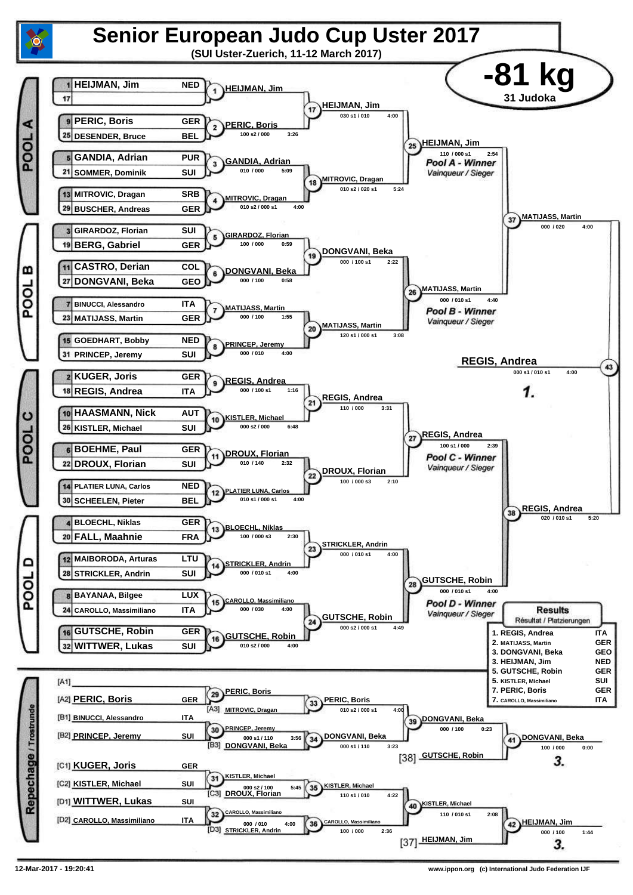# Senior European Judo Cup Uster 2017

**(SUI Uster-Zuerich, 11-12 March 2017)**

## -81 kg

**31 Judoka**

### POOL A

| Seed | Name | Country |
|---|---|---|
| 1 | HEIJMAN, Jim | NED |
| 17 | | |
| 9 | PERIC, Boris | GER |
| 25 | DESENDER, Bruce | BEL |
| 5 | GANDIA, Adrian | PUR |
| 21 | SOMMER, Dominik | SUI |
| 13 | MITROVIC, Dragan | SRB |
| 29 | BUSCHER, Andreas | GER |

| Contest | Winner | Score | Time |
|---|---|---|---|
| 1 | HEIJMAN, Jim | | |
| 2 | PERIC, Boris | 100 s2 / 000 | 3:26 |
| 3 | GANDIA, Adrian | 010 / 000 | 5:09 |
| 4 | MITROVIC, Dragan | 010 s2 / 000 s1 | 4:00 |
| 17 | HEIJMAN, Jim | 030 s1 / 010 | 4:00 |
| 18 | MITROVIC, Dragan | 010 s2 / 020 s1 | 5:24 |
| 25 | HEIJMAN, Jim | 110 / 000 s1 | 2:54 |

*Pool A - Winner — Vainqueur / Sieger*

### POOL B

| Seed | Name | Country |
|---|---|---|
| 3 | GIRARDOZ, Florian | SUI |
| 19 | BERG, Gabriel | GER |
| 11 | CASTRO, Derian | COL |
| 27 | DONGVANI, Beka | GEO |
| 7 | BINUCCI, Alessandro | ITA |
| 23 | MATIJASS, Martin | GER |
| 15 | GOEDHART, Bobby | NED |
| 31 | PRINCEP, Jeremy | SUI |

| Contest | Winner | Score | Time |
|---|---|---|---|
| 5 | GIRARDOZ, Florian | 100 / 000 | 0:59 |
| 6 | DONGVANI, Beka | 000 / 100 | 0:58 |
| 7 | MATIJASS, Martin | 000 / 100 | 1:55 |
| 8 | PRINCEP, Jeremy | 000 / 010 | 4:00 |
| 19 | DONGVANI, Beka | 000 / 100 s1 | 2:22 |
| 20 | MATIJASS, Martin | 120 s1 / 000 s1 | 3:08 |
| 26 | MATIJASS, Martin | 000 / 010 s1 | 4:40 |

*Pool B - Winner — Vainqueur / Sieger*

### POOL C

| Seed | Name | Country |
|---|---|---|
| 2 | KUGER, Joris | GER |
| 18 | REGIS, Andrea | ITA |
| 10 | HAASMANN, Nick | AUT |
| 26 | KISTLER, Michael | SUI |
| 6 | BOEHME, Paul | GER |
| 22 | DROUX, Florian | SUI |
| 14 | PLATIER LUNA, Carlos | NED |
| 30 | SCHEELEN, Pieter | BEL |

| Contest | Winner | Score | Time |
|---|---|---|---|
| 9 | REGIS, Andrea | 000 / 100 s1 | 1:16 |
| 10 | KISTLER, Michael | 000 s2 / 000 | 6:48 |
| 11 | DROUX, Florian | 010 / 140 | 2:32 |
| 12 | PLATIER LUNA, Carlos | 010 s1 / 000 s1 | 4:00 |
| 21 | REGIS, Andrea | 110 / 000 | 3:31 |
| 22 | DROUX, Florian | 100 / 000 s3 | 2:10 |
| 27 | REGIS, Andrea | 100 s1 / 000 | 2:39 |

*Pool C - Winner — Vainqueur / Sieger*

### POOL D

| Seed | Name | Country |
|---|---|---|
| 4 | BLOECHL, Niklas | GER |
| 20 | FALL, Maahnie | FRA |
| 12 | MAIBORODA, Arturas | LTU |
| 28 | STRICKLER, Andrin | SUI |
| 8 | BAYANAA, Bilgee | LUX |
| 24 | CAROLLO, Massimiliano | ITA |
| 16 | GUTSCHE, Robin | GER |
| 32 | WITTWER, Lukas | SUI |

| Contest | Winner | Score | Time |
|---|---|---|---|
| 13 | BLOECHL, Niklas | 100 / 000 s3 | 2:30 |
| 14 | STRICKLER, Andrin | 000 / 010 s1 | 4:00 |
| 15 | CAROLLO, Massimiliano | 000 / 030 | 4:00 |
| 16 | GUTSCHE, Robin | 010 s2 / 000 | 4:00 |
| 23 | STRICKLER, Andrin | 000 / 010 s1 | 4:00 |
| 24 | GUTSCHE, Robin | 000 s2 / 000 s1 | 4:49 |
| 28 | GUTSCHE, Robin | 000 / 010 s1 | 4:00 |

*Pool D - Winner — Vainqueur / Sieger*

### Final Block

| Contest | Winner | Score | Time |
|---|---|---|---|
| 37 | MATIJASS, Martin | 000 / 020 | 4:00 |
| 38 | REGIS, Andrea | 020 / 010 s1 | 5:20 |
| 43 | REGIS, Andrea | 000 s1 / 010 s1 | 4:00 |

**1. REGIS, Andrea**

### Repechage / Trostrunde

| Position | Name | Country |
|---|---|---|
| [A1] | | |
| [A2] | PERIC, Boris | GER |
| [A3] | MITROVIC, Dragan | |
| [B1] | BINUCCI, Alessandro | ITA |
| [B2] | PRINCEP, Jeremy | SUI |
| [B3] | DONGVANI, Beka | |
| [C1] | KUGER, Joris | GER |
| [C2] | KISTLER, Michael | SUI |
| [C3] | DROUX, Florian | |
| [D1] | WITTWER, Lukas | SUI |
| [D2] | CAROLLO, Massimiliano | ITA |
| [D3] | STRICKLER, Andrin | |
| [38] | GUTSCHE, Robin | |
| [37] | HEIJMAN, Jim | |

| Contest | Winner | Score | Time |
|---|---|---|---|
| 29 | PERIC, Boris | | |
| 30 | PRINCEP, Jeremy | 000 s1 / 110 | 3:56 |
| 31 | KISTLER, Michael | 000 s2 / 100 | 5:45 |
| 32 | CAROLLO, Massimiliano | 000 / 010 | 4:00 |
| 33 | PERIC, Boris | 010 s2 / 000 s1 | 4:00 |
| 34 | DONGVANI, Beka | 000 s1 / 110 | 3:23 |
| 35 | KISTLER, Michael | 110 s1 / 010 | 4:22 |
| 36 | CAROLLO, Massimiliano | 100 / 000 | 2:36 |
| 39 | DONGVANI, Beka | 000 / 100 | 0:23 |
| 40 | KISTLER, Michael | 110 / 010 s1 | 2:08 |
| 41 | DONGVANI, Beka | 100 / 000 | 0:00 |
| 42 | HEIJMAN, Jim | 000 / 100 | 1:44 |

**3. DONGVANI, Beka**

**3. HEIJMAN, Jim**

### Results — Résultat / Platzierungen

| Place | Name | Country |
|---|---|---|
| 1. | REGIS, Andrea | ITA |
| 2. | MATIJASS, Martin | GER |
| 3. | DONGVANI, Beka | GEO |
| 3. | HEIJMAN, Jim | NED |
| 5. | GUTSCHE, Robin | GER |
| 5. | KISTLER, Michael | SUI |
| 7. | PERIC, Boris | GER |
| 7. | CAROLLO, Massimiliano | ITA |

12-Mar-2017 - 19:20:41

www.ippon.org (c) International Judo Federation IJF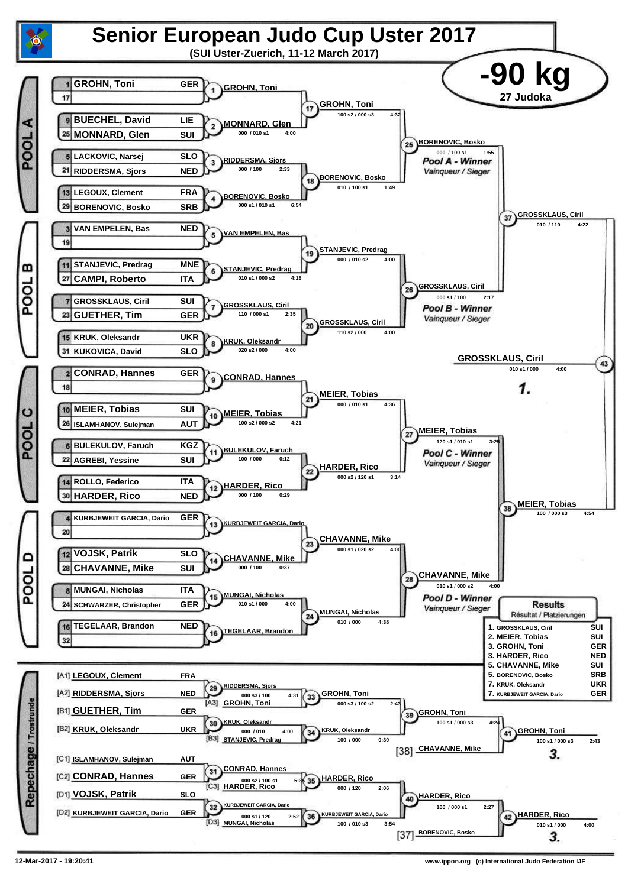# Senior European Judo Cup Uster 2017

**(SUI Uster-Zuerich, 11-12 March 2017)**

## -90 kg

27 Judoka

### POOL A

| Seed | Name | Nation |
|---|---|---|
| 1 | GROHN, Toni | GER |
| 17 | | |
| 9 | BUECHEL, David | LIE |
| 25 | MONNARD, Glen | SUI |
| 5 | LACKOVIC, Narsej | SLO |
| 21 | RIDDERSMA, Sjors | NED |
| 13 | LEGOUX, Clement | FRA |
| 29 | BORENOVIC, Bosko | SRB |

- Contest 1: GROHN, Toni
- Contest 2: MONNARD, Glen — 000 / 010 s1 — 4:00
- Contest 3: RIDDERSMA, Sjors — 000 / 100 — 2:33
- Contest 4: BORENOVIC, Bosko — 000 s1 / 010 s1 — 6:54
- Contest 17: GROHN, Toni — 100 s2 / 000 s3 — 4:32
- Contest 18: BORENOVIC, Bosko — 010 / 100 s1 — 1:49
- Contest 25: BORENOVIC, Bosko — 000 / 100 s1 — 1:55

*Pool A - Winner* / *Vainqueur / Sieger*: BORENOVIC, Bosko

### POOL B

| Seed | Name | Nation |
|---|---|---|
| 3 | VAN EMPELEN, Bas | NED |
| 19 | | |
| 11 | STANJEVIC, Predrag | MNE |
| 27 | CAMPI, Roberto | ITA |
| 7 | GROSSKLAUS, Ciril | SUI |
| 23 | GUETHER, Tim | GER |
| 15 | KRUK, Oleksandr | UKR |
| 31 | KUKOVICA, David | SLO |

- Contest 5: VAN EMPELEN, Bas
- Contest 6: STANJEVIC, Predrag — 010 s1 / 000 s2 — 4:18
- Contest 7: GROSSKLAUS, Ciril — 110 / 000 s1 — 2:35
- Contest 8: KRUK, Oleksandr — 020 s2 / 000 — 4:00
- Contest 19: STANJEVIC, Predrag — 000 / 010 s2 — 4:00
- Contest 20: GROSSKLAUS, Ciril — 110 s2 / 000 — 4:00
- Contest 26: GROSSKLAUS, Ciril — 000 s1 / 100 — 2:17

*Pool B - Winner* / *Vainqueur / Sieger*: GROSSKLAUS, Ciril

- Contest 37: GROSSKLAUS, Ciril — 010 / 110 — 4:22

### POOL C

| Seed | Name | Nation |
|---|---|---|
| 2 | CONRAD, Hannes | GER |
| 18 | | |
| 10 | MEIER, Tobias | SUI |
| 26 | ISLAMHANOV, Sulejman | AUT |
| 6 | BULEKULOV, Faruch | KGZ |
| 22 | AGREBI, Yessine | SUI |
| 14 | ROLLO, Federico | ITA |
| 30 | HARDER, Rico | NED |

- Contest 9: CONRAD, Hannes
- Contest 10: MEIER, Tobias — 100 s2 / 000 s2 — 4:21
- Contest 11: BULEKULOV, Faruch — 100 / 000 — 0:12
- Contest 12: HARDER, Rico — 000 / 100 — 0:29
- Contest 21: MEIER, Tobias — 000 / 010 s1 — 4:36
- Contest 22: HARDER, Rico — 000 s2 / 120 s1 — 3:14
- Contest 27: MEIER, Tobias — 120 s1 / 010 s1 — 3:25

*Pool C - Winner* / *Vainqueur / Sieger*: MEIER, Tobias

### POOL D

| Seed | Name | Nation |
|---|---|---|
| 4 | KURBJEWEIT GARCIA, Dario | GER |
| 20 | | |
| 12 | VOJSK, Patrik | SLO |
| 28 | CHAVANNE, Mike | SUI |
| 8 | MUNGAI, Nicholas | ITA |
| 24 | SCHWARZER, Christopher | GER |
| 16 | TEGELAAR, Brandon | NED |
| 32 | | |

- Contest 13: KURBJEWEIT GARCIA, Dario
- Contest 14: CHAVANNE, Mike — 000 / 100 — 0:37
- Contest 15: MUNGAI, Nicholas — 010 s1 / 000 — 4:00
- Contest 16: TEGELAAR, Brandon
- Contest 23: CHAVANNE, Mike — 000 s1 / 020 s2 — 4:00
- Contest 24: MUNGAI, Nicholas — 010 / 000 — 4:38
- Contest 28: CHAVANNE, Mike — 010 s1 / 000 s2 — 4:00

*Pool D - Winner* / *Vainqueur / Sieger*: CHAVANNE, Mike

- Contest 38: MEIER, Tobias — 100 / 000 s3 — 4:54

### Final

- Contest 43: GROSSKLAUS, Ciril — 010 s1 / 000 — 4:00 — **1.**

### Repechage / Trostrunde

| Pos | Name | Nation |
|---|---|---|
| [A1] | LEGOUX, Clement | FRA |
| [A2] | RIDDERSMA, Sjors | NED |
| [B1] | GUETHER, Tim | GER |
| [B2] | KRUK, Oleksandr | UKR |
| [C1] | ISLAMHANOV, Sulejman | AUT |
| [C2] | CONRAD, Hannes | GER |
| [D1] | VOJSK, Patrik | SLO |
| [D2] | KURBJEWEIT GARCIA, Dario | GER |

- Contest 29: RIDDERSMA, Sjors — 000 s3 / 100 — 4:31
- Contest 33: GROHN, Toni [A3] — 000 s3 / 100 s2 — 2:43
- Contest 30: KRUK, Oleksandr — 000 / 010 — 4:00
- Contest 34: KRUK, Oleksandr vs [B3] STANJEVIC, Predrag — 100 / 000 — 0:30
- Contest 39: GROHN, Toni — 100 s1 / 000 s3 — 4:24
- Contest 41: GROHN, Toni vs [38] CHAVANNE, Mike — 100 s1 / 000 s3 — 2:43 — **3.**
- Contest 31: CONRAD, Hannes — 000 s2 / 100 s1 — 5:35
- Contest 35: HARDER, Rico [C3] — 000 / 120 — 2:06
- Contest 32: KURBJEWEIT GARCIA, Dario — 000 s1 / 120 — 2:52
- Contest 36: KURBJEWEIT GARCIA, Dario vs [D3] MUNGAI, Nicholas — 100 / 010 s3 — 3:54
- Contest 40: HARDER, Rico — 100 / 000 s1 — 2:27
- Contest 42: HARDER, Rico vs [37] BORENOVIC, Bosko — 010 s1 / 000 — 4:00 — **3.**

### Results / Résultat / Platzierungen

| Place | Name | Nation |
|---|---|---|
| 1. | GROSSKLAUS, Ciril | SUI |
| 2. | MEIER, Tobias | SUI |
| 3. | GROHN, Toni | GER |
| 3. | HARDER, Rico | NED |
| 5. | CHAVANNE, Mike | SUI |
| 5. | BORENOVIC, Bosko | SRB |
| 7. | KRUK, Oleksandr | UKR |
| 7. | KURBJEWEIT GARCIA, Dario | GER |

12-Mar-2017 - 19:20:41

www.ippon.org (c) International Judo Federation IJF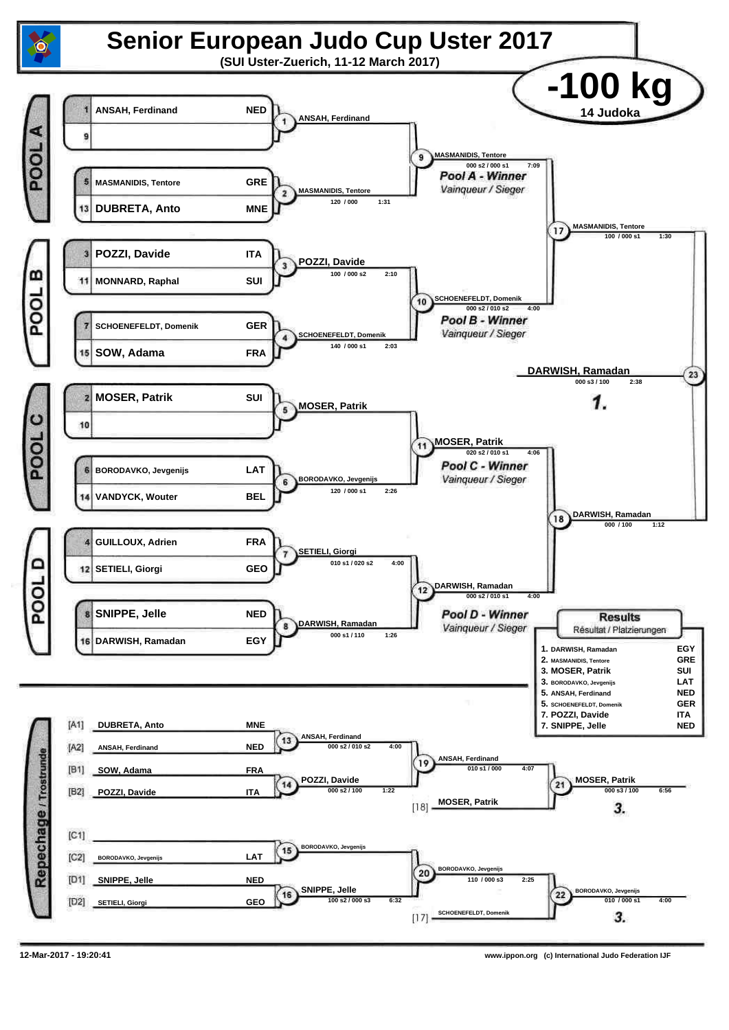# Senior European Judo Cup Uster 2017

**(SUI Uster-Zuerich, 11-12 March 2017)**

## -100 kg

14 Judoka

### POOL A

| Seed | Name | Nation |
|---|---|---|
| 1 | ANSAH, Ferdinand | NED |
| 9 | | |
| 5 | MASMANIDIS, Tentore | GRE |
| 13 | DUBRETA, Anto | MNE |

- Contest 1: ANSAH, Ferdinand
- Contest 2: MASMANIDIS, Tentore — 120 / 000 — 1:31
- Contest 9: MASMANIDIS, Tentore — 000 s2 / 000 s1 — 7:09

*Pool A - Winner* / Vainqueur / Sieger

### POOL B

| Seed | Name | Nation |
|---|---|---|
| 3 | POZZI, Davide | ITA |
| 11 | MONNARD, Raphal | SUI |
| 7 | SCHOENEFELDT, Domenik | GER |
| 15 | SOW, Adama | FRA |

- Contest 3: POZZI, Davide — 100 / 000 s2 — 2:10
- Contest 4: SCHOENEFELDT, Domenik — 140 / 000 s1 — 2:03
- Contest 10: SCHOENEFELDT, Domenik — 000 s2 / 010 s2 — 4:00

*Pool B - Winner* / Vainqueur / Sieger

### POOL C

| Seed | Name | Nation |
|---|---|---|
| 2 | MOSER, Patrik | SUI |
| 10 | | |
| 6 | BORODAVKO, Jevgenijs | LAT |
| 14 | VANDYCK, Wouter | BEL |

- Contest 5: MOSER, Patrik
- Contest 6: BORODAVKO, Jevgenijs — 120 / 000 s1 — 2:26
- Contest 11: MOSER, Patrik — 020 s2 / 010 s1 — 4:06

*Pool C - Winner* / Vainqueur / Sieger

### POOL D

| Seed | Name | Nation |
|---|---|---|
| 4 | GUILLOUX, Adrien | FRA |
| 12 | SETIELI, Giorgi | GEO |
| 8 | SNIPPE, Jelle | NED |
| 16 | DARWISH, Ramadan | EGY |

- Contest 7: SETIELI, Giorgi — 010 s1 / 020 s2 — 4:00
- Contest 8: DARWISH, Ramadan — 000 s1 / 110 — 1:26
- Contest 12: DARWISH, Ramadan — 000 s2 / 010 s1 — 4:00

*Pool D - Winner* / Vainqueur / Sieger

### Semi-finals and Final

- Contest 17: MASMANIDIS, Tentore — 100 / 000 s1 — 1:30
- Contest 18: DARWISH, Ramadan — 000 / 100 — 1:12
- Contest 23: DARWISH, Ramadan — 000 s3 / 100 — 2:38 — **1.**

### Repechage / Trostrunde

| Slot | Name | Nation |
|---|---|---|
| [A1] | DUBRETA, Anto | MNE |
| [A2] | ANSAH, Ferdinand | NED |
| [B1] | SOW, Adama | FRA |
| [B2] | POZZI, Davide | ITA |
| [C1] | | |
| [C2] | BORODAVKO, Jevgenijs | LAT |
| [D1] | SNIPPE, Jelle | NED |
| [D2] | SETIELI, Giorgi | GEO |

- Contest 13: ANSAH, Ferdinand — 000 s2 / 010 s2 — 4:00
- Contest 14: POZZI, Davide — 000 s2 / 100 — 1:22
- Contest 19: ANSAH, Ferdinand — 010 s1 / 000 — 4:07
- [18] MOSER, Patrik
- Contest 21: MOSER, Patrik — 000 s3 / 100 — 6:56 — **3.**
- Contest 15: BORODAVKO, Jevgenijs
- Contest 16: SNIPPE, Jelle — 100 s2 / 000 s3 — 6:32
- Contest 20: BORODAVKO, Jevgenijs — 110 / 000 s3 — 2:25
- [17] SCHOENEFELDT, Domenik
- Contest 22: BORODAVKO, Jevgenijs — 010 / 000 s1 — 4:00 — **3.**

### Results

Résultat / Platzierungen

| Place | Name | Nation |
|---|---|---|
| 1. | DARWISH, Ramadan | EGY |
| 2. | MASMANIDIS, Tentore | GRE |
| 3. | MOSER, Patrik | SUI |
| 3. | BORODAVKO, Jevgenijs | LAT |
| 5. | ANSAH, Ferdinand | NED |
| 5. | SCHOENEFELDT, Domenik | GER |
| 7. | POZZI, Davide | ITA |
| 7. | SNIPPE, Jelle | NED |

12-Mar-2017 - 19:20:41

www.ippon.org (c) International Judo Federation IJF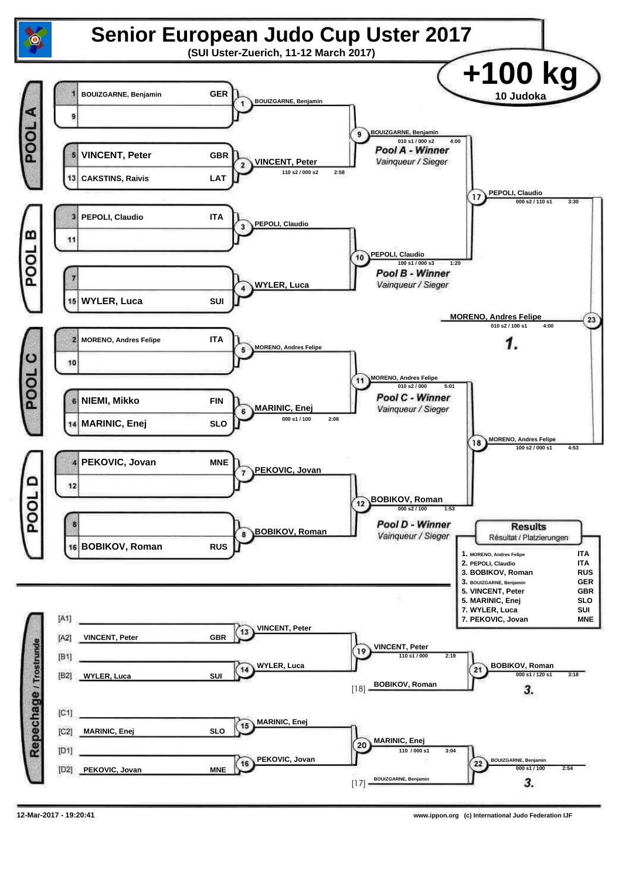# Senior European Judo Cup Uster 2017

**(SUI Uster-Zuerich, 11-12 March 2017)**

## +100 kg

**10 Judoka**

### POOL A

| Seed | Name | Nation |
|---|---|---|
| 1 | BOUIZGARNE, Benjamin | GER |
| 9 | | |
| 5 | VINCENT, Peter | GBR |
| 13 | CAKSTINS, Raivis | LAT |

- 1: BOUIZGARNE, Benjamin
- 2: VINCENT, Peter — 110 s2 / 000 s2 — 2:58
- 9: BOUIZGARNE, Benjamin — 010 s1 / 000 s2 — 4:00

*Pool A - Winner* / *Vainqueur / Sieger*

### POOL B

| Seed | Name | Nation |
|---|---|---|
| 3 | PEPOLI, Claudio | ITA |
| 11 | | |
| 7 | | |
| 15 | WYLER, Luca | SUI |

- 3: PEPOLI, Claudio
- 4: WYLER, Luca
- 10: PEPOLI, Claudio — 100 s1 / 000 s3 — 1:20

*Pool B - Winner* / *Vainqueur / Sieger*

- 17: PEPOLI, Claudio — 000 s2 / 110 s1 — 3:30

### POOL C

| Seed | Name | Nation |
|---|---|---|
| 2 | MORENO, Andres Felipe | ITA |
| 10 | | |
| 6 | NIEMI, Mikko | FIN |
| 14 | MARINIC, Enej | SLO |

- 5: MORENO, Andres Felipe
- 6: MARINIC, Enej — 000 s1 / 100 — 2:08
- 11: MORENO, Andres Felipe — 010 s2 / 000 — 5:01

*Pool C - Winner* / *Vainqueur / Sieger*

### POOL D

| Seed | Name | Nation |
|---|---|---|
| 4 | PEKOVIC, Jovan | MNE |
| 12 | | |
| 8 | | |
| 16 | BOBIKOV, Roman | RUS |

- 7: PEKOVIC, Jovan
- 8: BOBIKOV, Roman
- 12: BOBIKOV, Roman — 000 s2 / 100 — 1:53

*Pool D - Winner* / *Vainqueur / Sieger*

- 18: MORENO, Andres Felipe — 100 s2 / 000 s1 — 4:53

### Final

- 23: MORENO, Andres Felipe — 010 s2 / 100 s1 — 4:00 — **1.**

### Results

Résultat / Platzierungen

| Place | Name | Nation |
|---|---|---|
| 1. | MORENO, Andres Felipe | ITA |
| 2. | PEPOLI, Claudio | ITA |
| 3. | BOBIKOV, Roman | RUS |
| 3. | BOUIZGARNE, Benjamin | GER |
| 5. | VINCENT, Peter | GBR |
| 5. | MARINIC, Enej | SLO |
| 7. | WYLER, Luca | SUI |
| 7. | PEKOVIC, Jovan | MNE |

### Repechage / Trostrunde

| Slot | Name | Nation |
|---|---|---|
| [A1] | | |
| [A2] | VINCENT, Peter | GBR |
| [B1] | | |
| [B2] | WYLER, Luca | SUI |
| [C1] | | |
| [C2] | MARINIC, Enej | SLO |
| [D1] | | |
| [D2] | PEKOVIC, Jovan | MNE |

- 13: VINCENT, Peter
- 14: WYLER, Luca
- 19: VINCENT, Peter — 110 s1 / 000 — 2:19
- [18] BOBIKOV, Roman
- 21: BOBIKOV, Roman — 000 s1 / 120 s1 — 3:18 — **3.**
- 15: MARINIC, Enej
- 16: PEKOVIC, Jovan
- 20: MARINIC, Enej — 110 / 000 s1 — 3:04
- [17] BOUIZGARNE, Benjamin
- 22: BOUIZGARNE, Benjamin — 000 s1 / 100 — 2:54 — **3.**

12-Mar-2017 - 19:20:41

www.ippon.org (c) International Judo Federation IJF